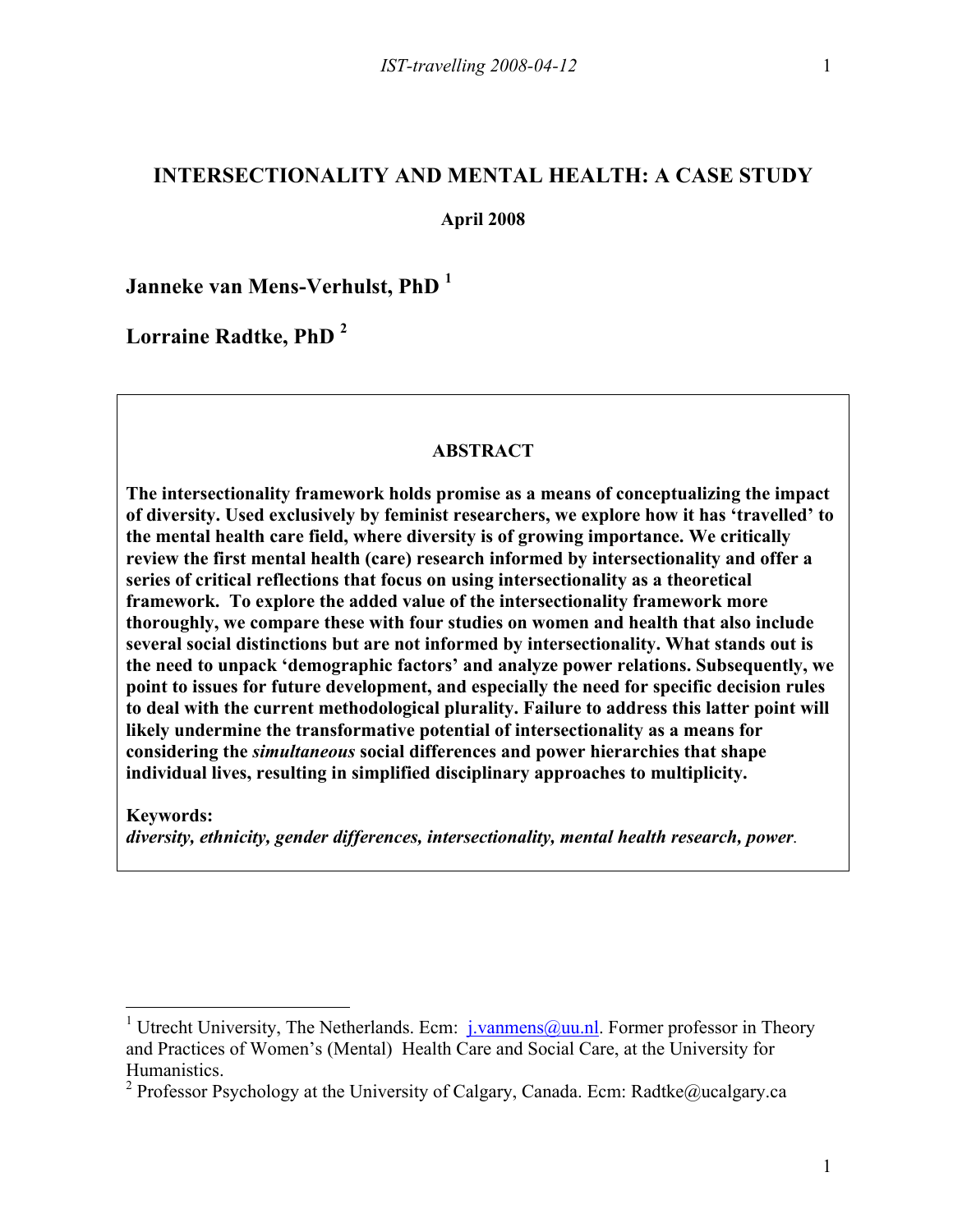# INTERSECTIONALITY AND MENTAL HEALTH: A CASE STUDY

**April 2008**

**Janneke van Mens-Verhulst, PhD [1]**

**Lorraine Radtke, PhD [2]**

**ABSTRACT**

**The intersectionality framework holds promise as a means of conceptualizing the impact of diversity. Used exclusively by feminist researchers, we explore how it has 'travelled' to the mental health care field, where diversity is of growing importance. We critically review the first mental health (care) research informed by intersectionality and offer a series of critical reflections that focus on using intersectionality as a theoretical framework. To explore the added value of the intersectionality framework more thoroughly, we compare these with four studies on women and health that also include several social distinctions but are not informed by intersectionality. What stands out is the need to unpack 'demographic factors' and analyze power relations. Subsequently, we point to issues for future development, and especially the need for specific decision rules to deal with the current methodological plurality. Failure to address this latter point will likely undermine the transformative potential of intersectionality as a means for considering the *simultaneous* social differences and power hierarchies that shape individual lives, resulting in simplified disciplinary approaches to multiplicity.**

**Keywords:**
***diversity, ethnicity, gender differences, intersectionality, mental health research, power*.**

---

[1] Utrecht University, The Netherlands. Ecm: j.vanmens@uu.nl. Former professor in Theory and Practices of Women's (Mental) Health Care and Social Care, at the University for Humanistics.

[2] Professor Psychology at the University of Calgary, Canada. Ecm: Radtke@ucalgary.ca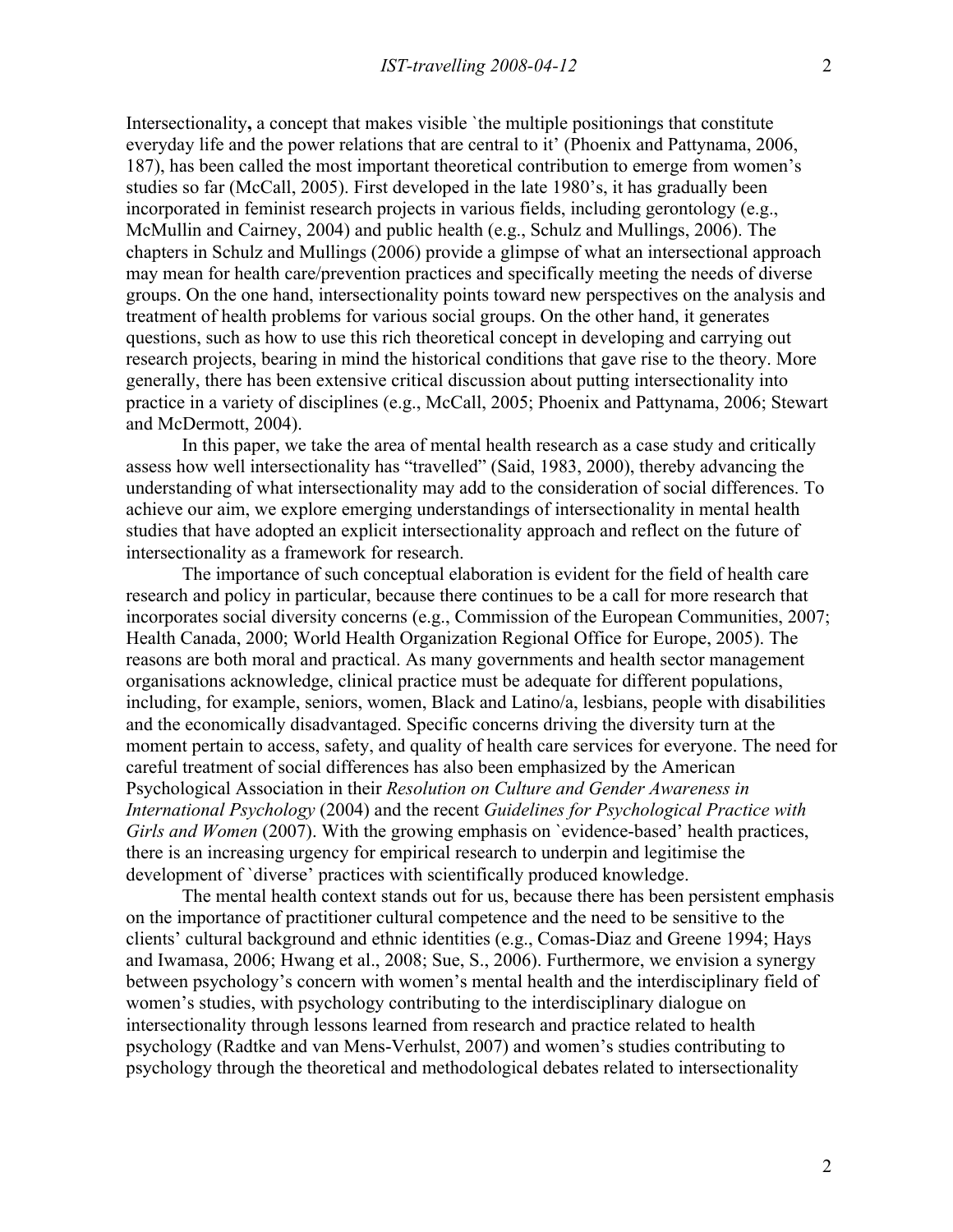Intersectionality**,** a concept that makes visible `the multiple positionings that constitute everyday life and the power relations that are central to it' (Phoenix and Pattynama, 2006, 187), has been called the most important theoretical contribution to emerge from women's studies so far (McCall, 2005). First developed in the late 1980's, it has gradually been incorporated in feminist research projects in various fields, including gerontology (e.g., McMullin and Cairney, 2004) and public health (e.g., Schulz and Mullings, 2006). The chapters in Schulz and Mullings (2006) provide a glimpse of what an intersectional approach may mean for health care/prevention practices and specifically meeting the needs of diverse groups. On the one hand, intersectionality points toward new perspectives on the analysis and treatment of health problems for various social groups. On the other hand, it generates questions, such as how to use this rich theoretical concept in developing and carrying out research projects, bearing in mind the historical conditions that gave rise to the theory. More generally, there has been extensive critical discussion about putting intersectionality into practice in a variety of disciplines (e.g., McCall, 2005; Phoenix and Pattynama, 2006; Stewart and McDermott, 2004).

In this paper, we take the area of mental health research as a case study and critically assess how well intersectionality has "travelled" (Said, 1983, 2000), thereby advancing the understanding of what intersectionality may add to the consideration of social differences. To achieve our aim, we explore emerging understandings of intersectionality in mental health studies that have adopted an explicit intersectionality approach and reflect on the future of intersectionality as a framework for research.

The importance of such conceptual elaboration is evident for the field of health care research and policy in particular, because there continues to be a call for more research that incorporates social diversity concerns (e.g., Commission of the European Communities, 2007; Health Canada, 2000; World Health Organization Regional Office for Europe, 2005). The reasons are both moral and practical. As many governments and health sector management organisations acknowledge, clinical practice must be adequate for different populations, including, for example, seniors, women, Black and Latino/a, lesbians, people with disabilities and the economically disadvantaged. Specific concerns driving the diversity turn at the moment pertain to access, safety, and quality of health care services for everyone. The need for careful treatment of social differences has also been emphasized by the American Psychological Association in their *Resolution on Culture and Gender Awareness in International Psychology* (2004) and the recent *Guidelines for Psychological Practice with Girls and Women* (2007). With the growing emphasis on `evidence-based' health practices, there is an increasing urgency for empirical research to underpin and legitimise the development of `diverse' practices with scientifically produced knowledge.

The mental health context stands out for us, because there has been persistent emphasis on the importance of practitioner cultural competence and the need to be sensitive to the clients' cultural background and ethnic identities (e.g., Comas-Diaz and Greene 1994; Hays and Iwamasa, 2006; Hwang et al., 2008; Sue, S., 2006). Furthermore, we envision a synergy between psychology's concern with women's mental health and the interdisciplinary field of women's studies, with psychology contributing to the interdisciplinary dialogue on intersectionality through lessons learned from research and practice related to health psychology (Radtke and van Mens-Verhulst, 2007) and women's studies contributing to psychology through the theoretical and methodological debates related to intersectionality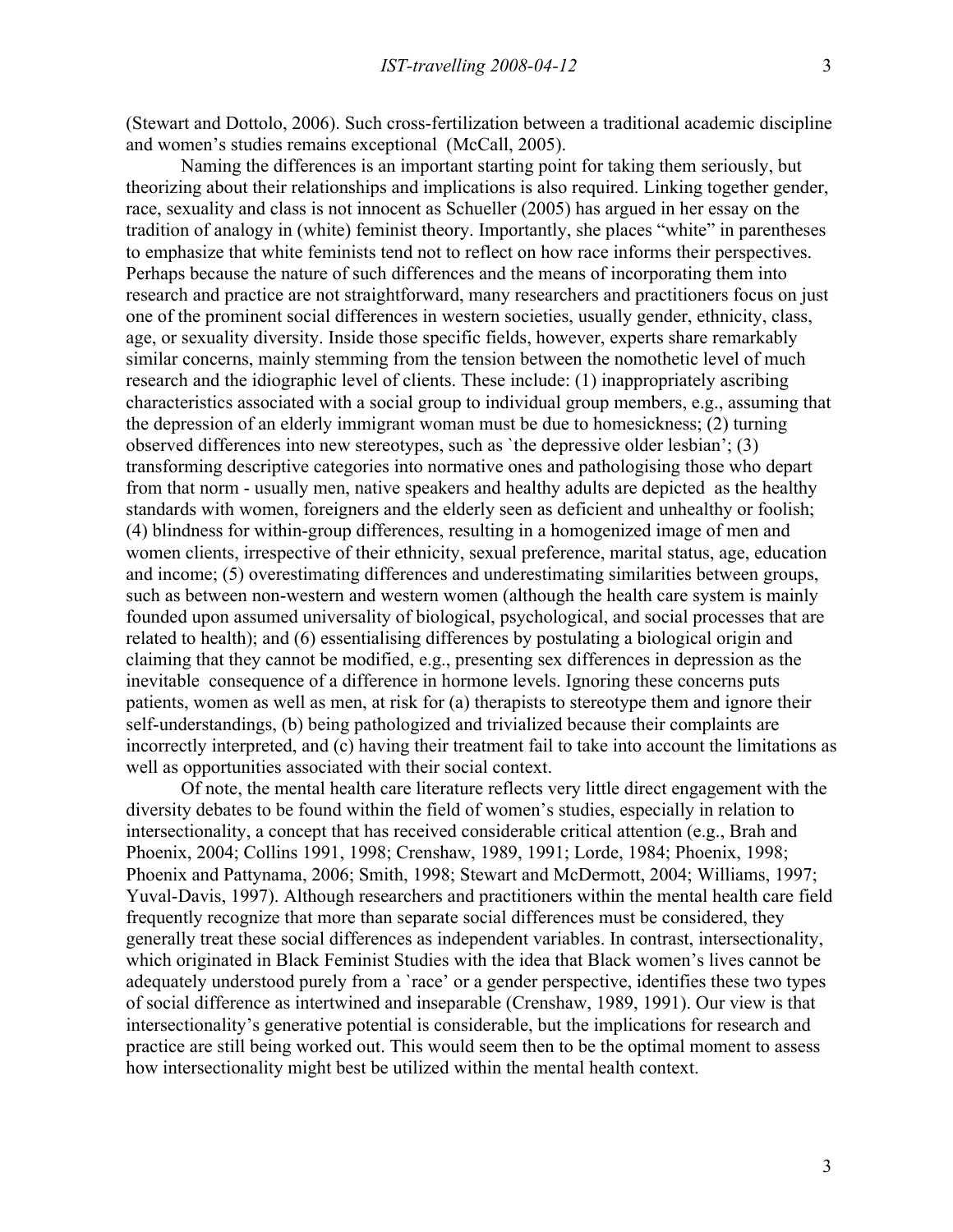(Stewart and Dottolo, 2006). Such cross-fertilization between a traditional academic discipline and women's studies remains exceptional (McCall, 2005).

Naming the differences is an important starting point for taking them seriously, but theorizing about their relationships and implications is also required. Linking together gender, race, sexuality and class is not innocent as Schueller (2005) has argued in her essay on the tradition of analogy in (white) feminist theory. Importantly, she places "white" in parentheses to emphasize that white feminists tend not to reflect on how race informs their perspectives. Perhaps because the nature of such differences and the means of incorporating them into research and practice are not straightforward, many researchers and practitioners focus on just one of the prominent social differences in western societies, usually gender, ethnicity, class, age, or sexuality diversity. Inside those specific fields, however, experts share remarkably similar concerns, mainly stemming from the tension between the nomothetic level of much research and the idiographic level of clients. These include: (1) inappropriately ascribing characteristics associated with a social group to individual group members, e.g., assuming that the depression of an elderly immigrant woman must be due to homesickness; (2) turning observed differences into new stereotypes, such as `the depressive older lesbian'; (3) transforming descriptive categories into normative ones and pathologising those who depart from that norm - usually men, native speakers and healthy adults are depicted as the healthy standards with women, foreigners and the elderly seen as deficient and unhealthy or foolish; (4) blindness for within-group differences, resulting in a homogenized image of men and women clients, irrespective of their ethnicity, sexual preference, marital status, age, education and income; (5) overestimating differences and underestimating similarities between groups, such as between non-western and western women (although the health care system is mainly founded upon assumed universality of biological, psychological, and social processes that are related to health); and (6) essentialising differences by postulating a biological origin and claiming that they cannot be modified, e.g., presenting sex differences in depression as the inevitable consequence of a difference in hormone levels. Ignoring these concerns puts patients, women as well as men, at risk for (a) therapists to stereotype them and ignore their self-understandings, (b) being pathologized and trivialized because their complaints are incorrectly interpreted, and (c) having their treatment fail to take into account the limitations as well as opportunities associated with their social context.

Of note, the mental health care literature reflects very little direct engagement with the diversity debates to be found within the field of women's studies, especially in relation to intersectionality, a concept that has received considerable critical attention (e.g., Brah and Phoenix, 2004; Collins 1991, 1998; Crenshaw, 1989, 1991; Lorde, 1984; Phoenix, 1998; Phoenix and Pattynama, 2006; Smith, 1998; Stewart and McDermott, 2004; Williams, 1997; Yuval-Davis, 1997). Although researchers and practitioners within the mental health care field frequently recognize that more than separate social differences must be considered, they generally treat these social differences as independent variables. In contrast, intersectionality, which originated in Black Feminist Studies with the idea that Black women's lives cannot be adequately understood purely from a `race' or a gender perspective, identifies these two types of social difference as intertwined and inseparable (Crenshaw, 1989, 1991). Our view is that intersectionality's generative potential is considerable, but the implications for research and practice are still being worked out. This would seem then to be the optimal moment to assess how intersectionality might best be utilized within the mental health context.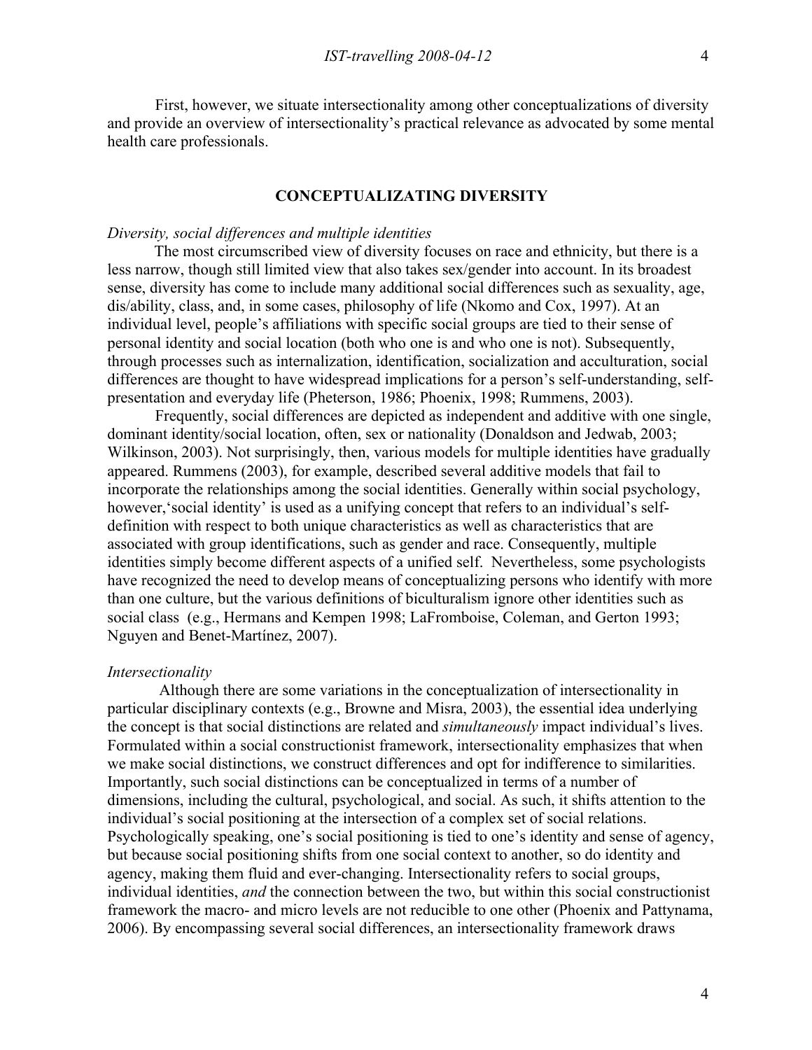First, however, we situate intersectionality among other conceptualizations of diversity and provide an overview of intersectionality's practical relevance as advocated by some mental health care professionals.

## CONCEPTUALIZATING DIVERSITY

### *Diversity, social differences and multiple identities*

The most circumscribed view of diversity focuses on race and ethnicity, but there is a less narrow, though still limited view that also takes sex/gender into account. In its broadest sense, diversity has come to include many additional social differences such as sexuality, age, dis/ability, class, and, in some cases, philosophy of life (Nkomo and Cox, 1997). At an individual level, people's affiliations with specific social groups are tied to their sense of personal identity and social location (both who one is and who one is not). Subsequently, through processes such as internalization, identification, socialization and acculturation, social differences are thought to have widespread implications for a person's self-understanding, self-presentation and everyday life (Pheterson, 1986; Phoenix, 1998; Rummens, 2003).

Frequently, social differences are depicted as independent and additive with one single, dominant identity/social location, often, sex or nationality (Donaldson and Jedwab, 2003; Wilkinson, 2003). Not surprisingly, then, various models for multiple identities have gradually appeared. Rummens (2003), for example, described several additive models that fail to incorporate the relationships among the social identities. Generally within social psychology, however,'social identity' is used as a unifying concept that refers to an individual's self-definition with respect to both unique characteristics as well as characteristics that are associated with group identifications, such as gender and race. Consequently, multiple identities simply become different aspects of a unified self. Nevertheless, some psychologists have recognized the need to develop means of conceptualizing persons who identify with more than one culture, but the various definitions of biculturalism ignore other identities such as social class (e.g., Hermans and Kempen 1998; LaFromboise, Coleman, and Gerton 1993; Nguyen and Benet-Martínez, 2007).

### *Intersectionality*

Although there are some variations in the conceptualization of intersectionality in particular disciplinary contexts (e.g., Browne and Misra, 2003), the essential idea underlying the concept is that social distinctions are related and *simultaneously* impact individual's lives. Formulated within a social constructionist framework, intersectionality emphasizes that when we make social distinctions, we construct differences and opt for indifference to similarities. Importantly, such social distinctions can be conceptualized in terms of a number of dimensions, including the cultural, psychological, and social. As such, it shifts attention to the individual's social positioning at the intersection of a complex set of social relations. Psychologically speaking, one's social positioning is tied to one's identity and sense of agency, but because social positioning shifts from one social context to another, so do identity and agency, making them fluid and ever-changing. Intersectionality refers to social groups, individual identities, *and* the connection between the two, but within this social constructionist framework the macro- and micro levels are not reducible to one other (Phoenix and Pattynama, 2006). By encompassing several social differences, an intersectionality framework draws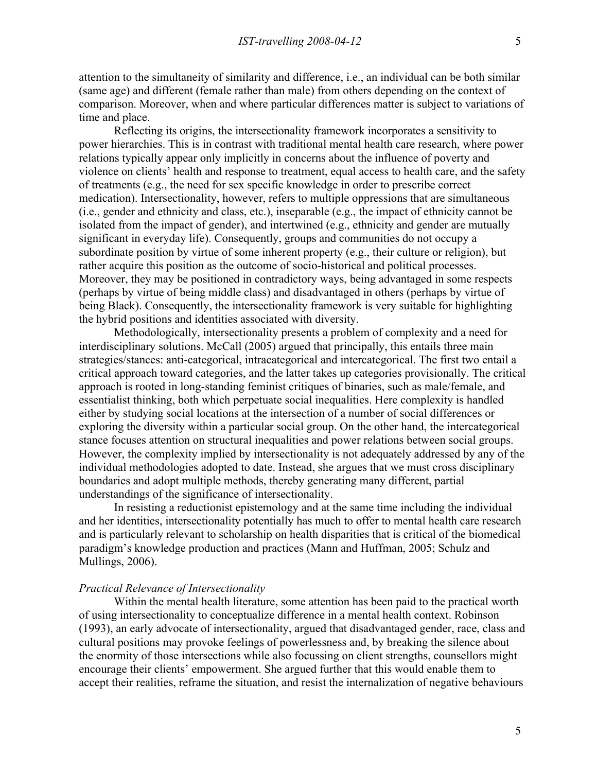attention to the simultaneity of similarity and difference, i.e., an individual can be both similar (same age) and different (female rather than male) from others depending on the context of comparison. Moreover, when and where particular differences matter is subject to variations of time and place.

Reflecting its origins, the intersectionality framework incorporates a sensitivity to power hierarchies. This is in contrast with traditional mental health care research, where power relations typically appear only implicitly in concerns about the influence of poverty and violence on clients' health and response to treatment, equal access to health care, and the safety of treatments (e.g., the need for sex specific knowledge in order to prescribe correct medication). Intersectionality, however, refers to multiple oppressions that are simultaneous (i.e., gender and ethnicity and class, etc.), inseparable (e.g., the impact of ethnicity cannot be isolated from the impact of gender), and intertwined (e.g., ethnicity and gender are mutually significant in everyday life). Consequently, groups and communities do not occupy a subordinate position by virtue of some inherent property (e.g., their culture or religion), but rather acquire this position as the outcome of socio-historical and political processes. Moreover, they may be positioned in contradictory ways, being advantaged in some respects (perhaps by virtue of being middle class) and disadvantaged in others (perhaps by virtue of being Black). Consequently, the intersectionality framework is very suitable for highlighting the hybrid positions and identities associated with diversity.

Methodologically, intersectionality presents a problem of complexity and a need for interdisciplinary solutions. McCall (2005) argued that principally, this entails three main strategies/stances: anti-categorical, intracategorical and intercategorical. The first two entail a critical approach toward categories, and the latter takes up categories provisionally. The critical approach is rooted in long-standing feminist critiques of binaries, such as male/female, and essentialist thinking, both which perpetuate social inequalities. Here complexity is handled either by studying social locations at the intersection of a number of social differences or exploring the diversity within a particular social group. On the other hand, the intercategorical stance focuses attention on structural inequalities and power relations between social groups. However, the complexity implied by intersectionality is not adequately addressed by any of the individual methodologies adopted to date. Instead, she argues that we must cross disciplinary boundaries and adopt multiple methods, thereby generating many different, partial understandings of the significance of intersectionality.

In resisting a reductionist epistemology and at the same time including the individual and her identities, intersectionality potentially has much to offer to mental health care research and is particularly relevant to scholarship on health disparities that is critical of the biomedical paradigm's knowledge production and practices (Mann and Huffman, 2005; Schulz and Mullings, 2006).

*Practical Relevance of Intersectionality*

Within the mental health literature, some attention has been paid to the practical worth of using intersectionality to conceptualize difference in a mental health context. Robinson (1993), an early advocate of intersectionality, argued that disadvantaged gender, race, class and cultural positions may provoke feelings of powerlessness and, by breaking the silence about the enormity of those intersections while also focussing on client strengths, counsellors might encourage their clients' empowerment. She argued further that this would enable them to accept their realities, reframe the situation, and resist the internalization of negative behaviours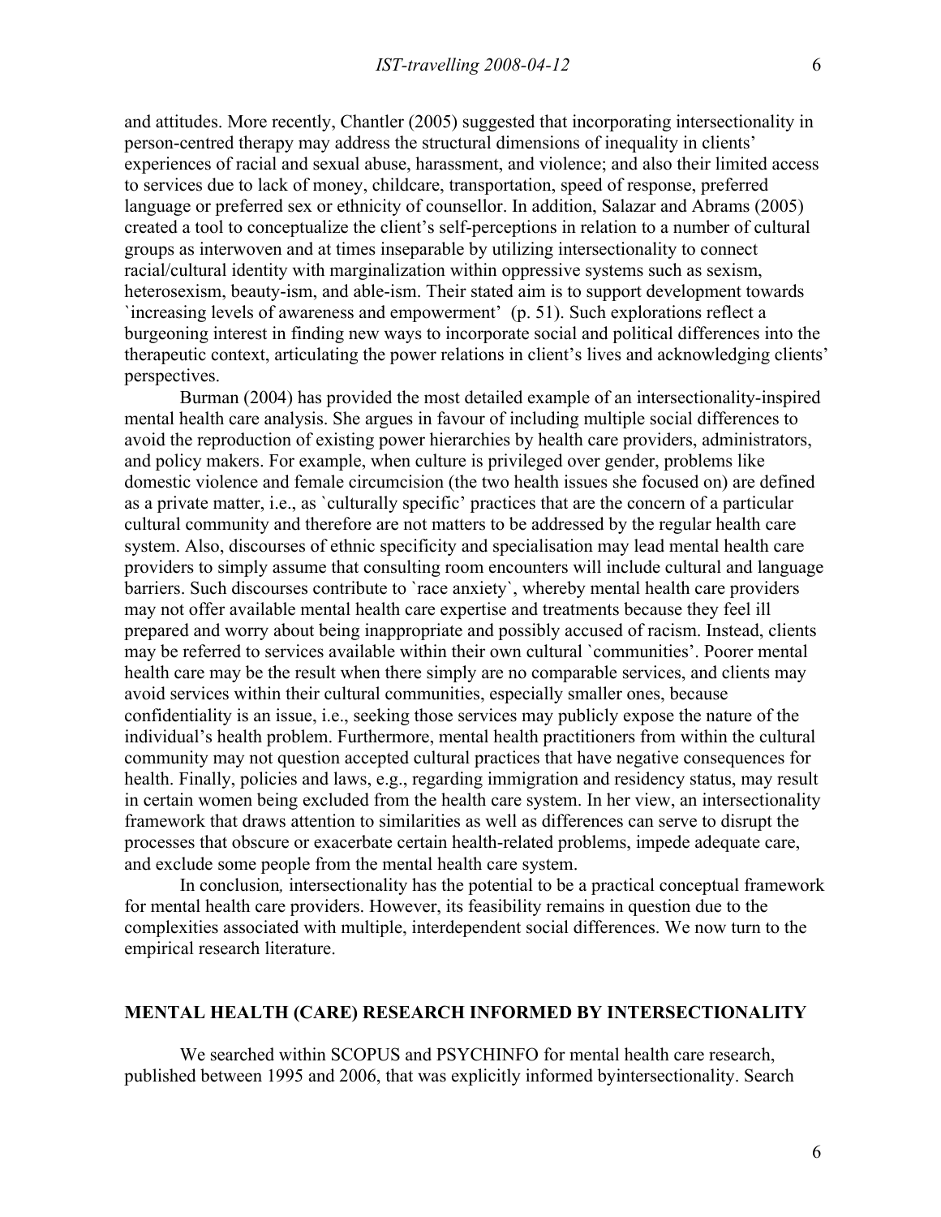and attitudes. More recently, Chantler (2005) suggested that incorporating intersectionality in person-centred therapy may address the structural dimensions of inequality in clients' experiences of racial and sexual abuse, harassment, and violence; and also their limited access to services due to lack of money, childcare, transportation, speed of response, preferred language or preferred sex or ethnicity of counsellor. In addition, Salazar and Abrams (2005) created a tool to conceptualize the client's self-perceptions in relation to a number of cultural groups as interwoven and at times inseparable by utilizing intersectionality to connect racial/cultural identity with marginalization within oppressive systems such as sexism, heterosexism, beauty-ism, and able-ism. Their stated aim is to support development towards `increasing levels of awareness and empowerment' (p. 51). Such explorations reflect a burgeoning interest in finding new ways to incorporate social and political differences into the therapeutic context, articulating the power relations in client's lives and acknowledging clients' perspectives.

Burman (2004) has provided the most detailed example of an intersectionality-inspired mental health care analysis. She argues in favour of including multiple social differences to avoid the reproduction of existing power hierarchies by health care providers, administrators, and policy makers. For example, when culture is privileged over gender, problems like domestic violence and female circumcision (the two health issues she focused on) are defined as a private matter, i.e., as `culturally specific' practices that are the concern of a particular cultural community and therefore are not matters to be addressed by the regular health care system. Also, discourses of ethnic specificity and specialisation may lead mental health care providers to simply assume that consulting room encounters will include cultural and language barriers. Such discourses contribute to `race anxiety`, whereby mental health care providers may not offer available mental health care expertise and treatments because they feel ill prepared and worry about being inappropriate and possibly accused of racism. Instead, clients may be referred to services available within their own cultural `communities'. Poorer mental health care may be the result when there simply are no comparable services, and clients may avoid services within their cultural communities, especially smaller ones, because confidentiality is an issue, i.e., seeking those services may publicly expose the nature of the individual's health problem. Furthermore, mental health practitioners from within the cultural community may not question accepted cultural practices that have negative consequences for health. Finally, policies and laws, e.g., regarding immigration and residency status, may result in certain women being excluded from the health care system. In her view, an intersectionality framework that draws attention to similarities as well as differences can serve to disrupt the processes that obscure or exacerbate certain health-related problems, impede adequate care, and exclude some people from the mental health care system.

In conclusion*,* intersectionality has the potential to be a practical conceptual framework for mental health care providers. However, its feasibility remains in question due to the complexities associated with multiple, interdependent social differences. We now turn to the empirical research literature.

## MENTAL HEALTH (CARE) RESEARCH INFORMED BY INTERSECTIONALITY

We searched within SCOPUS and PSYCHINFO for mental health care research, published between 1995 and 2006, that was explicitly informed byintersectionality. Search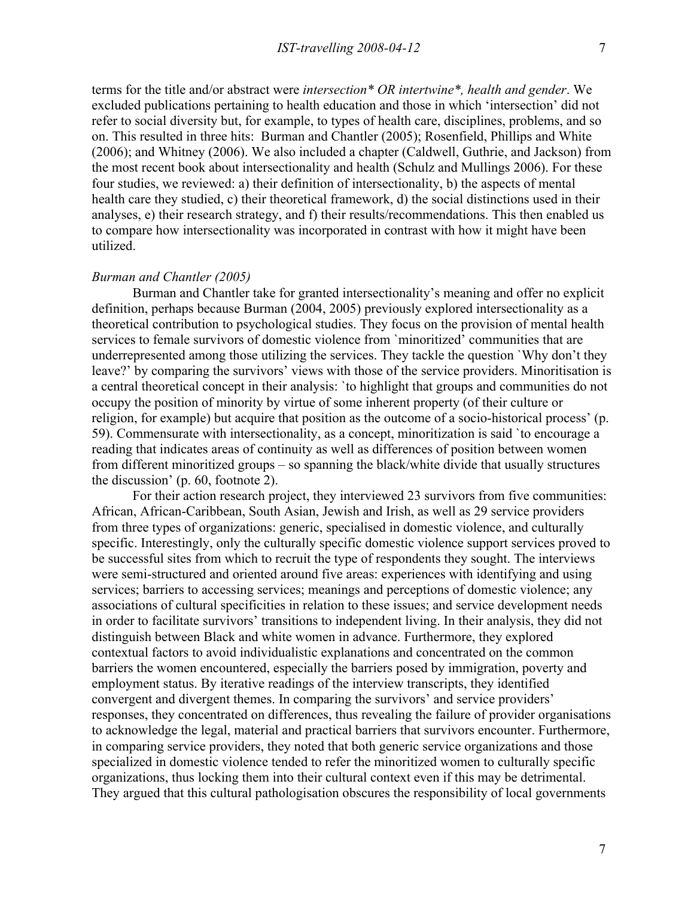terms for the title and/or abstract were *intersection* OR intertwine*, health and gender*. We excluded publications pertaining to health education and those in which 'intersection' did not refer to social diversity but, for example, to types of health care, disciplines, problems, and so on. This resulted in three hits: Burman and Chantler (2005); Rosenfield, Phillips and White (2006); and Whitney (2006). We also included a chapter (Caldwell, Guthrie, and Jackson) from the most recent book about intersectionality and health (Schulz and Mullings 2006). For these four studies, we reviewed: a) their definition of intersectionality, b) the aspects of mental health care they studied, c) their theoretical framework, d) the social distinctions used in their analyses, e) their research strategy, and f) their results/recommendations. This then enabled us to compare how intersectionality was incorporated in contrast with how it might have been utilized.

*Burman and Chantler (2005)*

Burman and Chantler take for granted intersectionality's meaning and offer no explicit definition, perhaps because Burman (2004, 2005) previously explored intersectionality as a theoretical contribution to psychological studies. They focus on the provision of mental health services to female survivors of domestic violence from `minoritized' communities that are underrepresented among those utilizing the services. They tackle the question `Why don't they leave?' by comparing the survivors' views with those of the service providers. Minoritisation is a central theoretical concept in their analysis: `to highlight that groups and communities do not occupy the position of minority by virtue of some inherent property (of their culture or religion, for example) but acquire that position as the outcome of a socio-historical process' (p. 59). Commensurate with intersectionality, as a concept, minoritization is said `to encourage a reading that indicates areas of continuity as well as differences of position between women from different minoritized groups – so spanning the black/white divide that usually structures the discussion' (p. 60, footnote 2).

For their action research project, they interviewed 23 survivors from five communities: African, African-Caribbean, South Asian, Jewish and Irish, as well as 29 service providers from three types of organizations: generic, specialised in domestic violence, and culturally specific. Interestingly, only the culturally specific domestic violence support services proved to be successful sites from which to recruit the type of respondents they sought. The interviews were semi-structured and oriented around five areas: experiences with identifying and using services; barriers to accessing services; meanings and perceptions of domestic violence; any associations of cultural specificities in relation to these issues; and service development needs in order to facilitate survivors' transitions to independent living. In their analysis, they did not distinguish between Black and white women in advance. Furthermore, they explored contextual factors to avoid individualistic explanations and concentrated on the common barriers the women encountered, especially the barriers posed by immigration, poverty and employment status. By iterative readings of the interview transcripts, they identified convergent and divergent themes. In comparing the survivors' and service providers' responses, they concentrated on differences, thus revealing the failure of provider organisations to acknowledge the legal, material and practical barriers that survivors encounter. Furthermore, in comparing service providers, they noted that both generic service organizations and those specialized in domestic violence tended to refer the minoritized women to culturally specific organizations, thus locking them into their cultural context even if this may be detrimental. They argued that this cultural pathologisation obscures the responsibility of local governments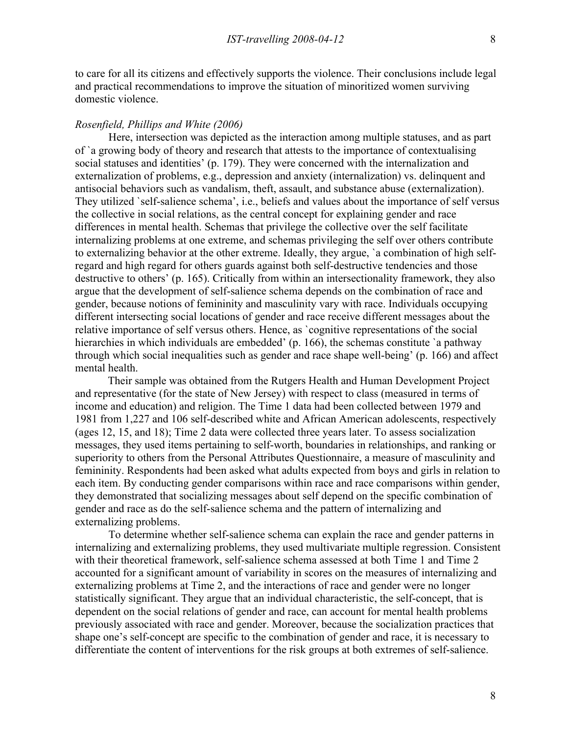to care for all its citizens and effectively supports the violence. Their conclusions include legal and practical recommendations to improve the situation of minoritized women surviving domestic violence.

*Rosenfield, Phillips and White (2006)*

Here, intersection was depicted as the interaction among multiple statuses, and as part of `a growing body of theory and research that attests to the importance of contextualising social statuses and identities' (p. 179). They were concerned with the internalization and externalization of problems, e.g., depression and anxiety (internalization) vs. delinquent and antisocial behaviors such as vandalism, theft, assault, and substance abuse (externalization). They utilized `self-salience schema', i.e., beliefs and values about the importance of self versus the collective in social relations, as the central concept for explaining gender and race differences in mental health. Schemas that privilege the collective over the self facilitate internalizing problems at one extreme, and schemas privileging the self over others contribute to externalizing behavior at the other extreme. Ideally, they argue, `a combination of high self-regard and high regard for others guards against both self-destructive tendencies and those destructive to others' (p. 165). Critically from within an intersectionality framework, they also argue that the development of self-salience schema depends on the combination of race and gender, because notions of femininity and masculinity vary with race. Individuals occupying different intersecting social locations of gender and race receive different messages about the relative importance of self versus others. Hence, as `cognitive representations of the social hierarchies in which individuals are embedded' (p. 166), the schemas constitute `a pathway through which social inequalities such as gender and race shape well-being' (p. 166) and affect mental health.

Their sample was obtained from the Rutgers Health and Human Development Project and representative (for the state of New Jersey) with respect to class (measured in terms of income and education) and religion. The Time 1 data had been collected between 1979 and 1981 from 1,227 and 106 self-described white and African American adolescents, respectively (ages 12, 15, and 18); Time 2 data were collected three years later. To assess socialization messages, they used items pertaining to self-worth, boundaries in relationships, and ranking or superiority to others from the Personal Attributes Questionnaire, a measure of masculinity and femininity. Respondents had been asked what adults expected from boys and girls in relation to each item. By conducting gender comparisons within race and race comparisons within gender, they demonstrated that socializing messages about self depend on the specific combination of gender and race as do the self-salience schema and the pattern of internalizing and externalizing problems.

To determine whether self-salience schema can explain the race and gender patterns in internalizing and externalizing problems, they used multivariate multiple regression. Consistent with their theoretical framework, self-salience schema assessed at both Time 1 and Time 2 accounted for a significant amount of variability in scores on the measures of internalizing and externalizing problems at Time 2, and the interactions of race and gender were no longer statistically significant. They argue that an individual characteristic, the self-concept, that is dependent on the social relations of gender and race, can account for mental health problems previously associated with race and gender. Moreover, because the socialization practices that shape one's self-concept are specific to the combination of gender and race, it is necessary to differentiate the content of interventions for the risk groups at both extremes of self-salience.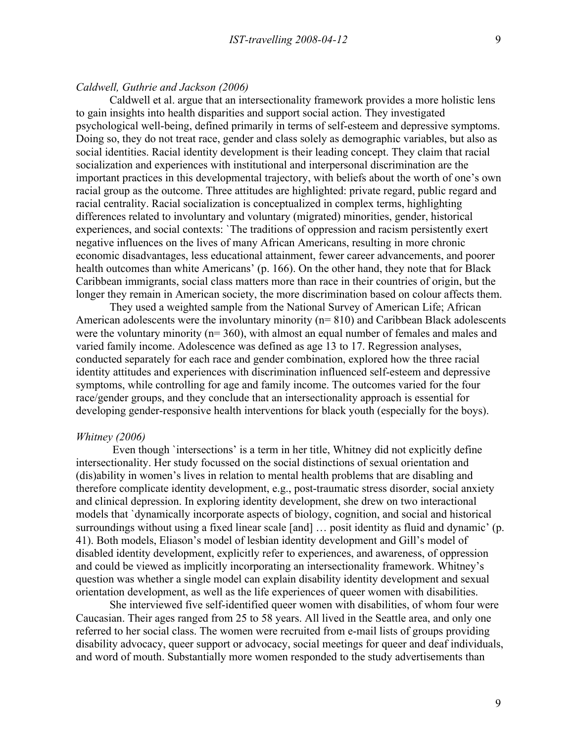*Caldwell, Guthrie and Jackson (2006)*

Caldwell et al. argue that an intersectionality framework provides a more holistic lens to gain insights into health disparities and support social action. They investigated psychological well-being, defined primarily in terms of self-esteem and depressive symptoms. Doing so, they do not treat race, gender and class solely as demographic variables, but also as social identities. Racial identity development is their leading concept. They claim that racial socialization and experiences with institutional and interpersonal discrimination are the important practices in this developmental trajectory, with beliefs about the worth of one's own racial group as the outcome. Three attitudes are highlighted: private regard, public regard and racial centrality. Racial socialization is conceptualized in complex terms, highlighting differences related to involuntary and voluntary (migrated) minorities, gender, historical experiences, and social contexts: `The traditions of oppression and racism persistently exert negative influences on the lives of many African Americans, resulting in more chronic economic disadvantages, less educational attainment, fewer career advancements, and poorer health outcomes than white Americans' (p. 166). On the other hand, they note that for Black Caribbean immigrants, social class matters more than race in their countries of origin, but the longer they remain in American society, the more discrimination based on colour affects them.

They used a weighted sample from the National Survey of American Life; African American adolescents were the involuntary minority (n= 810) and Caribbean Black adolescents were the voluntary minority (n= 360), with almost an equal number of females and males and varied family income. Adolescence was defined as age 13 to 17. Regression analyses, conducted separately for each race and gender combination, explored how the three racial identity attitudes and experiences with discrimination influenced self-esteem and depressive symptoms, while controlling for age and family income. The outcomes varied for the four race/gender groups, and they conclude that an intersectionality approach is essential for developing gender-responsive health interventions for black youth (especially for the boys).

*Whitney (2006)*

Even though `intersections' is a term in her title, Whitney did not explicitly define intersectionality. Her study focussed on the social distinctions of sexual orientation and (dis)ability in women's lives in relation to mental health problems that are disabling and therefore complicate identity development, e.g., post-traumatic stress disorder, social anxiety and clinical depression. In exploring identity development, she drew on two interactional models that `dynamically incorporate aspects of biology, cognition, and social and historical surroundings without using a fixed linear scale [and] … posit identity as fluid and dynamic' (p. 41). Both models, Eliason's model of lesbian identity development and Gill's model of disabled identity development, explicitly refer to experiences, and awareness, of oppression and could be viewed as implicitly incorporating an intersectionality framework. Whitney's question was whether a single model can explain disability identity development and sexual orientation development, as well as the life experiences of queer women with disabilities.

She interviewed five self-identified queer women with disabilities, of whom four were Caucasian. Their ages ranged from 25 to 58 years. All lived in the Seattle area, and only one referred to her social class. The women were recruited from e-mail lists of groups providing disability advocacy, queer support or advocacy, social meetings for queer and deaf individuals, and word of mouth. Substantially more women responded to the study advertisements than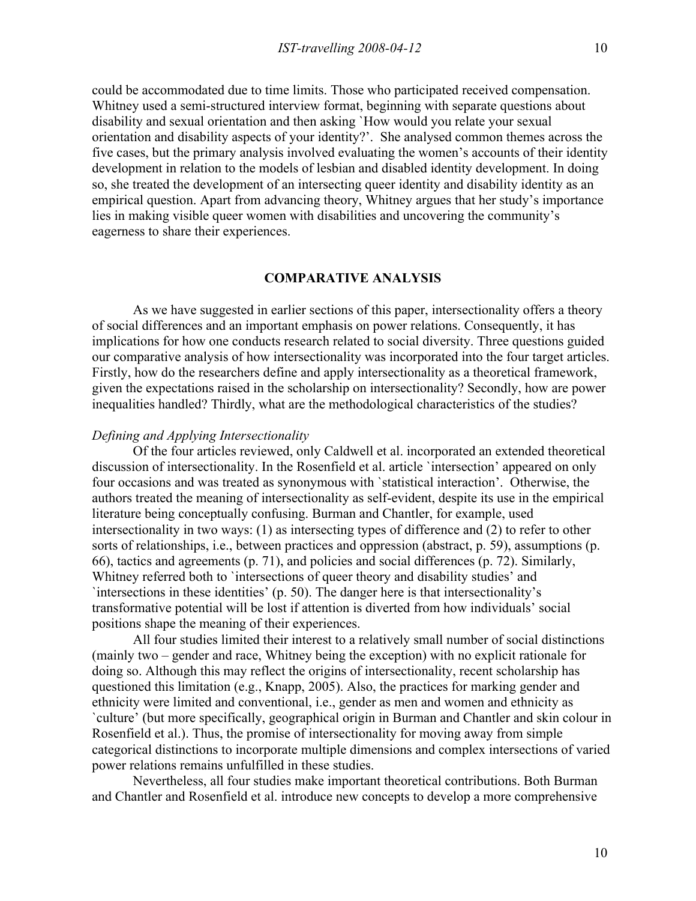could be accommodated due to time limits. Those who participated received compensation. Whitney used a semi-structured interview format, beginning with separate questions about disability and sexual orientation and then asking `How would you relate your sexual orientation and disability aspects of your identity?'. She analysed common themes across the five cases, but the primary analysis involved evaluating the women's accounts of their identity development in relation to the models of lesbian and disabled identity development. In doing so, she treated the development of an intersecting queer identity and disability identity as an empirical question. Apart from advancing theory, Whitney argues that her study's importance lies in making visible queer women with disabilities and uncovering the community's eagerness to share their experiences.

## COMPARATIVE ANALYSIS

As we have suggested in earlier sections of this paper, intersectionality offers a theory of social differences and an important emphasis on power relations. Consequently, it has implications for how one conducts research related to social diversity. Three questions guided our comparative analysis of how intersectionality was incorporated into the four target articles. Firstly, how do the researchers define and apply intersectionality as a theoretical framework, given the expectations raised in the scholarship on intersectionality? Secondly, how are power inequalities handled? Thirdly, what are the methodological characteristics of the studies?

### *Defining and Applying Intersectionality*

Of the four articles reviewed, only Caldwell et al. incorporated an extended theoretical discussion of intersectionality. In the Rosenfield et al. article `intersection' appeared on only four occasions and was treated as synonymous with `statistical interaction'. Otherwise, the authors treated the meaning of intersectionality as self-evident, despite its use in the empirical literature being conceptually confusing. Burman and Chantler, for example, used intersectionality in two ways: (1) as intersecting types of difference and (2) to refer to other sorts of relationships, i.e., between practices and oppression (abstract, p. 59), assumptions (p. 66), tactics and agreements (p. 71), and policies and social differences (p. 72). Similarly, Whitney referred both to `intersections of queer theory and disability studies' and `intersections in these identities' (p. 50). The danger here is that intersectionality's transformative potential will be lost if attention is diverted from how individuals' social positions shape the meaning of their experiences.

All four studies limited their interest to a relatively small number of social distinctions (mainly two – gender and race, Whitney being the exception) with no explicit rationale for doing so. Although this may reflect the origins of intersectionality, recent scholarship has questioned this limitation (e.g., Knapp, 2005). Also, the practices for marking gender and ethnicity were limited and conventional, i.e., gender as men and women and ethnicity as `culture' (but more specifically, geographical origin in Burman and Chantler and skin colour in Rosenfield et al.). Thus, the promise of intersectionality for moving away from simple categorical distinctions to incorporate multiple dimensions and complex intersections of varied power relations remains unfulfilled in these studies.

Nevertheless, all four studies make important theoretical contributions. Both Burman and Chantler and Rosenfield et al. introduce new concepts to develop a more comprehensive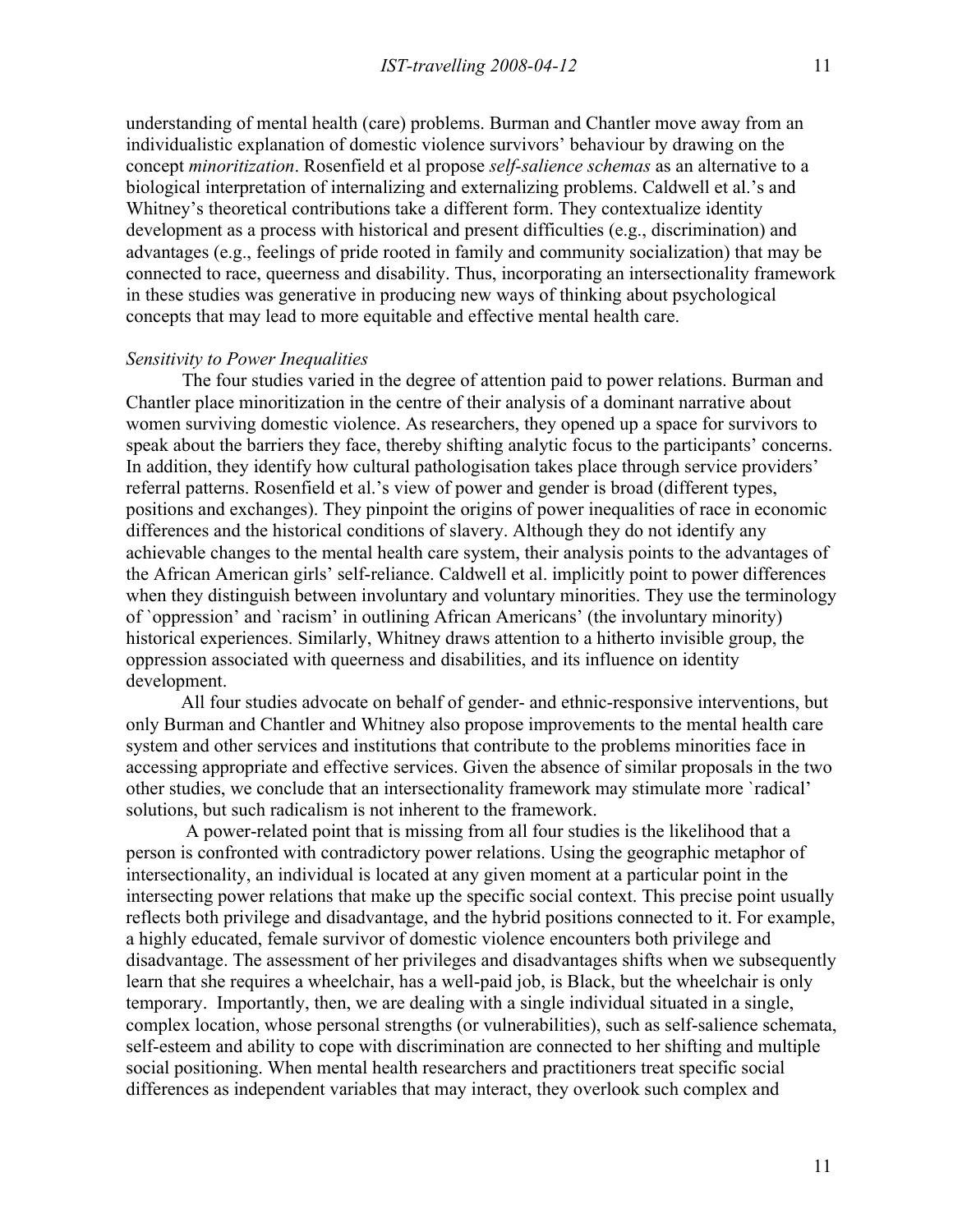understanding of mental health (care) problems. Burman and Chantler move away from an individualistic explanation of domestic violence survivors' behaviour by drawing on the concept *minoritization*. Rosenfield et al propose *self-salience schemas* as an alternative to a biological interpretation of internalizing and externalizing problems. Caldwell et al.'s and Whitney's theoretical contributions take a different form. They contextualize identity development as a process with historical and present difficulties (e.g., discrimination) and advantages (e.g., feelings of pride rooted in family and community socialization) that may be connected to race, queerness and disability. Thus, incorporating an intersectionality framework in these studies was generative in producing new ways of thinking about psychological concepts that may lead to more equitable and effective mental health care.

*Sensitivity to Power Inequalities*

The four studies varied in the degree of attention paid to power relations. Burman and Chantler place minoritization in the centre of their analysis of a dominant narrative about women surviving domestic violence. As researchers, they opened up a space for survivors to speak about the barriers they face, thereby shifting analytic focus to the participants' concerns. In addition, they identify how cultural pathologisation takes place through service providers' referral patterns. Rosenfield et al.'s view of power and gender is broad (different types, positions and exchanges). They pinpoint the origins of power inequalities of race in economic differences and the historical conditions of slavery. Although they do not identify any achievable changes to the mental health care system, their analysis points to the advantages of the African American girls' self-reliance. Caldwell et al. implicitly point to power differences when they distinguish between involuntary and voluntary minorities. They use the terminology of `oppression' and `racism' in outlining African Americans' (the involuntary minority) historical experiences. Similarly, Whitney draws attention to a hitherto invisible group, the oppression associated with queerness and disabilities, and its influence on identity development.

All four studies advocate on behalf of gender- and ethnic-responsive interventions, but only Burman and Chantler and Whitney also propose improvements to the mental health care system and other services and institutions that contribute to the problems minorities face in accessing appropriate and effective services. Given the absence of similar proposals in the two other studies, we conclude that an intersectionality framework may stimulate more `radical' solutions, but such radicalism is not inherent to the framework.

A power-related point that is missing from all four studies is the likelihood that a person is confronted with contradictory power relations. Using the geographic metaphor of intersectionality, an individual is located at any given moment at a particular point in the intersecting power relations that make up the specific social context. This precise point usually reflects both privilege and disadvantage, and the hybrid positions connected to it. For example, a highly educated, female survivor of domestic violence encounters both privilege and disadvantage. The assessment of her privileges and disadvantages shifts when we subsequently learn that she requires a wheelchair, has a well-paid job, is Black, but the wheelchair is only temporary. Importantly, then, we are dealing with a single individual situated in a single, complex location, whose personal strengths (or vulnerabilities), such as self-salience schemata, self-esteem and ability to cope with discrimination are connected to her shifting and multiple social positioning. When mental health researchers and practitioners treat specific social differences as independent variables that may interact, they overlook such complex and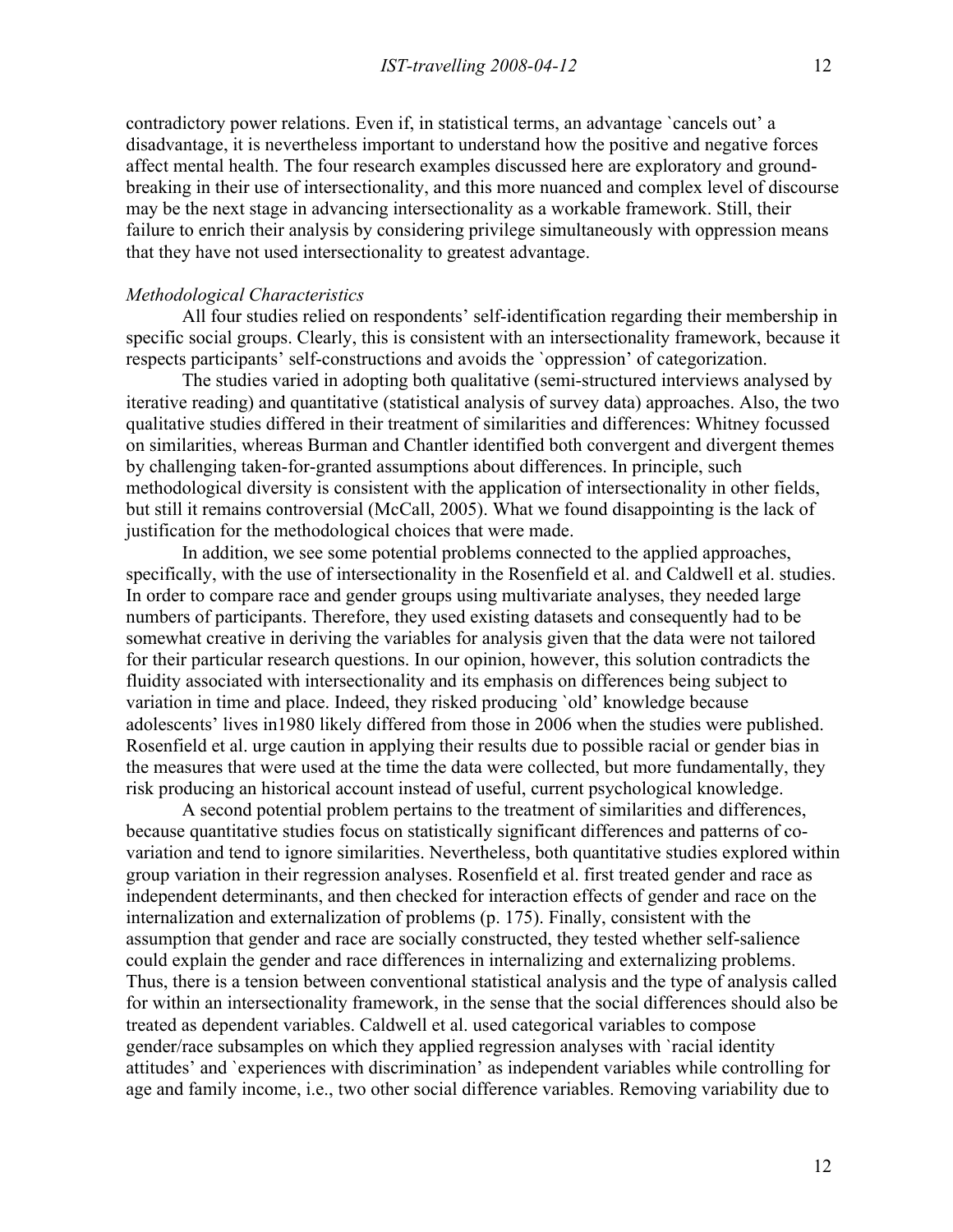contradictory power relations. Even if, in statistical terms, an advantage `cancels out' a disadvantage, it is nevertheless important to understand how the positive and negative forces affect mental health. The four research examples discussed here are exploratory and ground-breaking in their use of intersectionality, and this more nuanced and complex level of discourse may be the next stage in advancing intersectionality as a workable framework. Still, their failure to enrich their analysis by considering privilege simultaneously with oppression means that they have not used intersectionality to greatest advantage.

*Methodological Characteristics*

All four studies relied on respondents' self-identification regarding their membership in specific social groups. Clearly, this is consistent with an intersectionality framework, because it respects participants' self-constructions and avoids the `oppression' of categorization.

The studies varied in adopting both qualitative (semi-structured interviews analysed by iterative reading) and quantitative (statistical analysis of survey data) approaches. Also, the two qualitative studies differed in their treatment of similarities and differences: Whitney focussed on similarities, whereas Burman and Chantler identified both convergent and divergent themes by challenging taken-for-granted assumptions about differences. In principle, such methodological diversity is consistent with the application of intersectionality in other fields, but still it remains controversial (McCall, 2005). What we found disappointing is the lack of justification for the methodological choices that were made.

In addition, we see some potential problems connected to the applied approaches, specifically, with the use of intersectionality in the Rosenfield et al. and Caldwell et al. studies. In order to compare race and gender groups using multivariate analyses, they needed large numbers of participants. Therefore, they used existing datasets and consequently had to be somewhat creative in deriving the variables for analysis given that the data were not tailored for their particular research questions. In our opinion, however, this solution contradicts the fluidity associated with intersectionality and its emphasis on differences being subject to variation in time and place. Indeed, they risked producing `old' knowledge because adolescents' lives in1980 likely differed from those in 2006 when the studies were published. Rosenfield et al. urge caution in applying their results due to possible racial or gender bias in the measures that were used at the time the data were collected, but more fundamentally, they risk producing an historical account instead of useful, current psychological knowledge.

A second potential problem pertains to the treatment of similarities and differences, because quantitative studies focus on statistically significant differences and patterns of co-variation and tend to ignore similarities. Nevertheless, both quantitative studies explored within group variation in their regression analyses. Rosenfield et al. first treated gender and race as independent determinants, and then checked for interaction effects of gender and race on the internalization and externalization of problems (p. 175). Finally, consistent with the assumption that gender and race are socially constructed, they tested whether self-salience could explain the gender and race differences in internalizing and externalizing problems. Thus, there is a tension between conventional statistical analysis and the type of analysis called for within an intersectionality framework, in the sense that the social differences should also be treated as dependent variables. Caldwell et al. used categorical variables to compose gender/race subsamples on which they applied regression analyses with `racial identity attitudes' and `experiences with discrimination' as independent variables while controlling for age and family income, i.e., two other social difference variables. Removing variability due to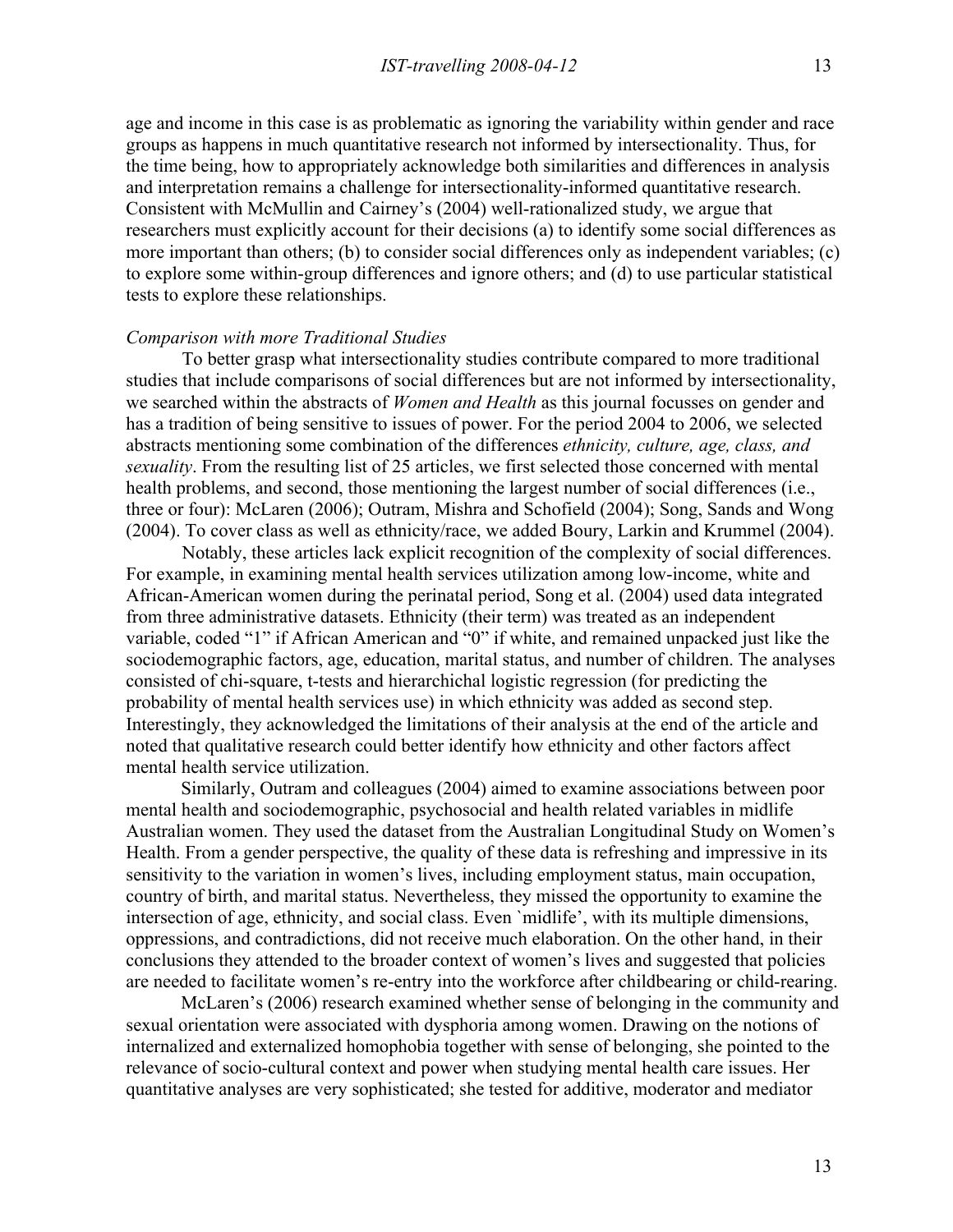age and income in this case is as problematic as ignoring the variability within gender and race groups as happens in much quantitative research not informed by intersectionality. Thus, for the time being, how to appropriately acknowledge both similarities and differences in analysis and interpretation remains a challenge for intersectionality-informed quantitative research. Consistent with McMullin and Cairney's (2004) well-rationalized study, we argue that researchers must explicitly account for their decisions (a) to identify some social differences as more important than others; (b) to consider social differences only as independent variables; (c) to explore some within-group differences and ignore others; and (d) to use particular statistical tests to explore these relationships.

*Comparison with more Traditional Studies*

To better grasp what intersectionality studies contribute compared to more traditional studies that include comparisons of social differences but are not informed by intersectionality, we searched within the abstracts of *Women and Health* as this journal focusses on gender and has a tradition of being sensitive to issues of power. For the period 2004 to 2006, we selected abstracts mentioning some combination of the differences *ethnicity, culture, age, class, and sexuality*. From the resulting list of 25 articles, we first selected those concerned with mental health problems, and second, those mentioning the largest number of social differences (i.e., three or four): McLaren (2006); Outram, Mishra and Schofield (2004); Song, Sands and Wong (2004). To cover class as well as ethnicity/race, we added Boury, Larkin and Krummel (2004).

Notably, these articles lack explicit recognition of the complexity of social differences. For example, in examining mental health services utilization among low-income, white and African-American women during the perinatal period, Song et al. (2004) used data integrated from three administrative datasets. Ethnicity (their term) was treated as an independent variable, coded "1" if African American and "0" if white, and remained unpacked just like the sociodemographic factors, age, education, marital status, and number of children. The analyses consisted of chi-square, t-tests and hierarchichal logistic regression (for predicting the probability of mental health services use) in which ethnicity was added as second step. Interestingly, they acknowledged the limitations of their analysis at the end of the article and noted that qualitative research could better identify how ethnicity and other factors affect mental health service utilization.

Similarly, Outram and colleagues (2004) aimed to examine associations between poor mental health and sociodemographic, psychosocial and health related variables in midlife Australian women. They used the dataset from the Australian Longitudinal Study on Women's Health. From a gender perspective, the quality of these data is refreshing and impressive in its sensitivity to the variation in women's lives, including employment status, main occupation, country of birth, and marital status. Nevertheless, they missed the opportunity to examine the intersection of age, ethnicity, and social class. Even `midlife', with its multiple dimensions, oppressions, and contradictions, did not receive much elaboration. On the other hand, in their conclusions they attended to the broader context of women's lives and suggested that policies are needed to facilitate women's re-entry into the workforce after childbearing or child-rearing.

McLaren's (2006) research examined whether sense of belonging in the community and sexual orientation were associated with dysphoria among women. Drawing on the notions of internalized and externalized homophobia together with sense of belonging, she pointed to the relevance of socio-cultural context and power when studying mental health care issues. Her quantitative analyses are very sophisticated; she tested for additive, moderator and mediator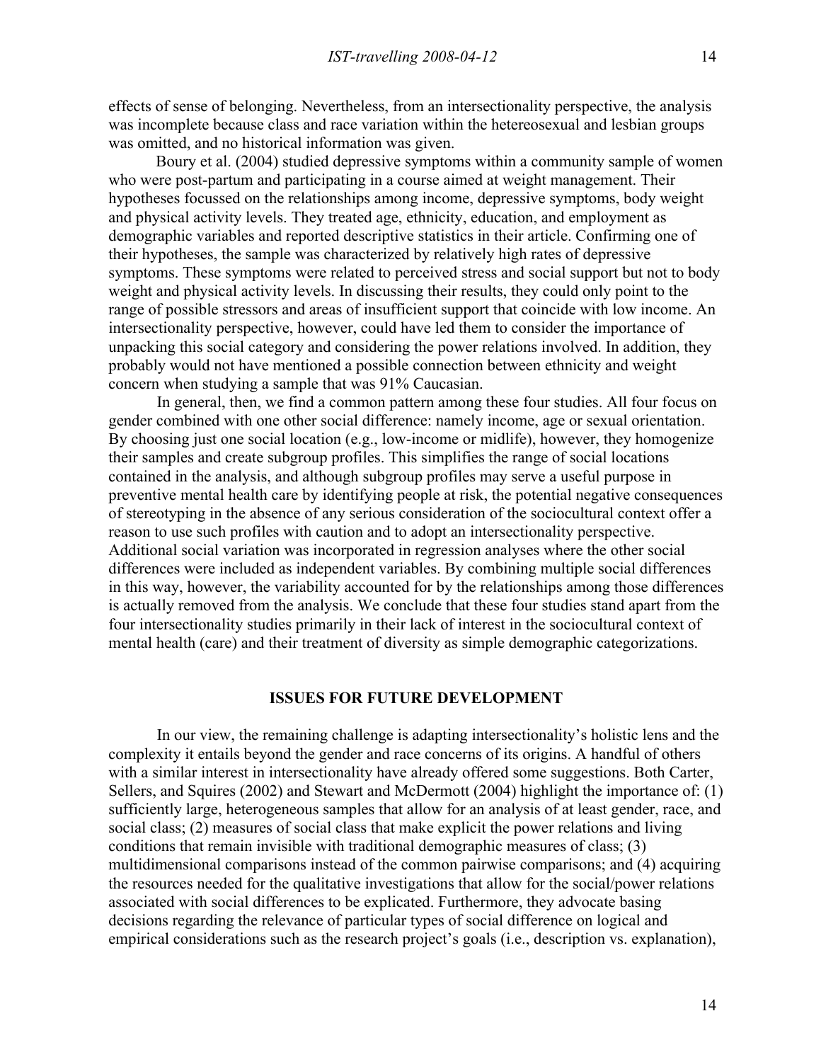effects of sense of belonging. Nevertheless, from an intersectionality perspective, the analysis was incomplete because class and race variation within the hetereosexual and lesbian groups was omitted, and no historical information was given.

Boury et al. (2004) studied depressive symptoms within a community sample of women who were post-partum and participating in a course aimed at weight management. Their hypotheses focussed on the relationships among income, depressive symptoms, body weight and physical activity levels. They treated age, ethnicity, education, and employment as demographic variables and reported descriptive statistics in their article. Confirming one of their hypotheses, the sample was characterized by relatively high rates of depressive symptoms. These symptoms were related to perceived stress and social support but not to body weight and physical activity levels. In discussing their results, they could only point to the range of possible stressors and areas of insufficient support that coincide with low income. An intersectionality perspective, however, could have led them to consider the importance of unpacking this social category and considering the power relations involved. In addition, they probably would not have mentioned a possible connection between ethnicity and weight concern when studying a sample that was 91% Caucasian.

In general, then, we find a common pattern among these four studies. All four focus on gender combined with one other social difference: namely income, age or sexual orientation. By choosing just one social location (e.g., low-income or midlife), however, they homogenize their samples and create subgroup profiles. This simplifies the range of social locations contained in the analysis, and although subgroup profiles may serve a useful purpose in preventive mental health care by identifying people at risk, the potential negative consequences of stereotyping in the absence of any serious consideration of the sociocultural context offer a reason to use such profiles with caution and to adopt an intersectionality perspective. Additional social variation was incorporated in regression analyses where the other social differences were included as independent variables. By combining multiple social differences in this way, however, the variability accounted for by the relationships among those differences is actually removed from the analysis. We conclude that these four studies stand apart from the four intersectionality studies primarily in their lack of interest in the sociocultural context of mental health (care) and their treatment of diversity as simple demographic categorizations.

## ISSUES FOR FUTURE DEVELOPMENT

In our view, the remaining challenge is adapting intersectionality's holistic lens and the complexity it entails beyond the gender and race concerns of its origins. A handful of others with a similar interest in intersectionality have already offered some suggestions. Both Carter, Sellers, and Squires (2002) and Stewart and McDermott (2004) highlight the importance of: (1) sufficiently large, heterogeneous samples that allow for an analysis of at least gender, race, and social class; (2) measures of social class that make explicit the power relations and living conditions that remain invisible with traditional demographic measures of class; (3) multidimensional comparisons instead of the common pairwise comparisons; and (4) acquiring the resources needed for the qualitative investigations that allow for the social/power relations associated with social differences to be explicated. Furthermore, they advocate basing decisions regarding the relevance of particular types of social difference on logical and empirical considerations such as the research project's goals (i.e., description vs. explanation),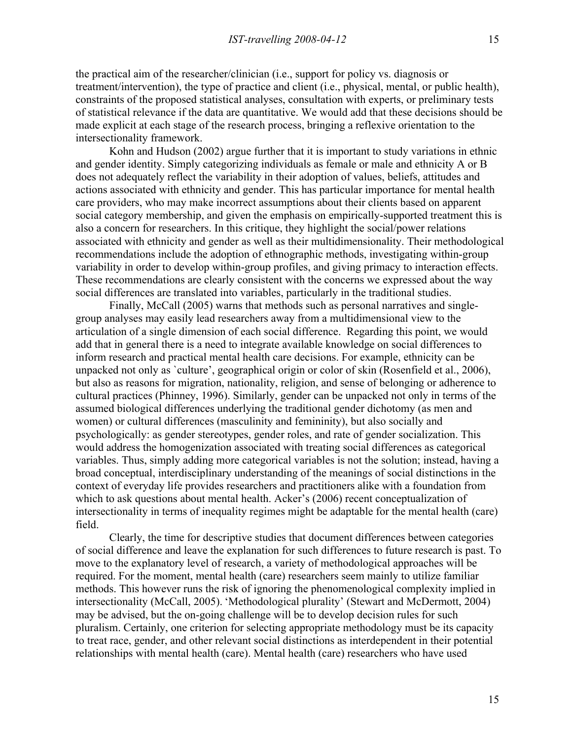the practical aim of the researcher/clinician (i.e., support for policy vs. diagnosis or treatment/intervention), the type of practice and client (i.e., physical, mental, or public health), constraints of the proposed statistical analyses, consultation with experts, or preliminary tests of statistical relevance if the data are quantitative. We would add that these decisions should be made explicit at each stage of the research process, bringing a reflexive orientation to the intersectionality framework.

Kohn and Hudson (2002) argue further that it is important to study variations in ethnic and gender identity. Simply categorizing individuals as female or male and ethnicity A or B does not adequately reflect the variability in their adoption of values, beliefs, attitudes and actions associated with ethnicity and gender. This has particular importance for mental health care providers, who may make incorrect assumptions about their clients based on apparent social category membership, and given the emphasis on empirically-supported treatment this is also a concern for researchers. In this critique, they highlight the social/power relations associated with ethnicity and gender as well as their multidimensionality. Their methodological recommendations include the adoption of ethnographic methods, investigating within-group variability in order to develop within-group profiles, and giving primacy to interaction effects. These recommendations are clearly consistent with the concerns we expressed about the way social differences are translated into variables, particularly in the traditional studies.

Finally, McCall (2005) warns that methods such as personal narratives and single-group analyses may easily lead researchers away from a multidimensional view to the articulation of a single dimension of each social difference. Regarding this point, we would add that in general there is a need to integrate available knowledge on social differences to inform research and practical mental health care decisions. For example, ethnicity can be unpacked not only as `culture', geographical origin or color of skin (Rosenfield et al., 2006), but also as reasons for migration, nationality, religion, and sense of belonging or adherence to cultural practices (Phinney, 1996). Similarly, gender can be unpacked not only in terms of the assumed biological differences underlying the traditional gender dichotomy (as men and women) or cultural differences (masculinity and femininity), but also socially and psychologically: as gender stereotypes, gender roles, and rate of gender socialization. This would address the homogenization associated with treating social differences as categorical variables. Thus, simply adding more categorical variables is not the solution; instead, having a broad conceptual, interdisciplinary understanding of the meanings of social distinctions in the context of everyday life provides researchers and practitioners alike with a foundation from which to ask questions about mental health. Acker's (2006) recent conceptualization of intersectionality in terms of inequality regimes might be adaptable for the mental health (care) field.

Clearly, the time for descriptive studies that document differences between categories of social difference and leave the explanation for such differences to future research is past. To move to the explanatory level of research, a variety of methodological approaches will be required. For the moment, mental health (care) researchers seem mainly to utilize familiar methods. This however runs the risk of ignoring the phenomenological complexity implied in intersectionality (McCall, 2005). 'Methodological plurality' (Stewart and McDermott, 2004) may be advised, but the on-going challenge will be to develop decision rules for such pluralism. Certainly, one criterion for selecting appropriate methodology must be its capacity to treat race, gender, and other relevant social distinctions as interdependent in their potential relationships with mental health (care). Mental health (care) researchers who have used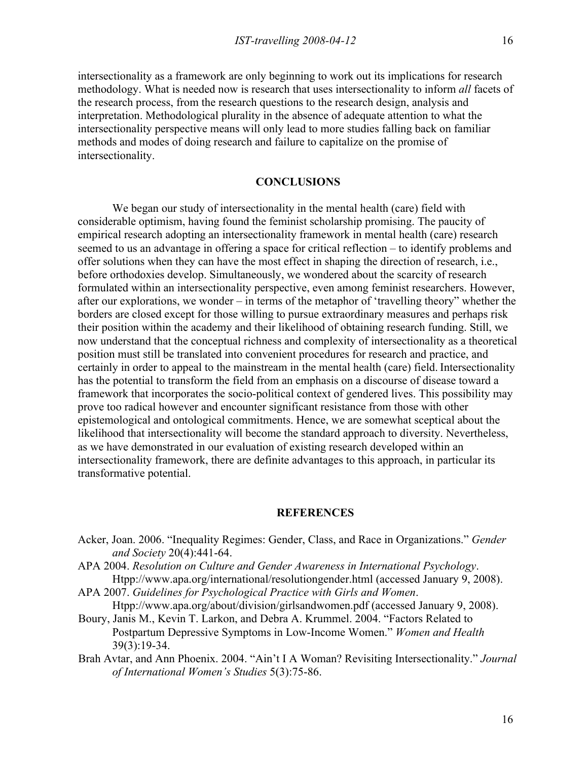intersectionality as a framework are only beginning to work out its implications for research methodology. What is needed now is research that uses intersectionality to inform *all* facets of the research process, from the research questions to the research design, analysis and interpretation. Methodological plurality in the absence of adequate attention to what the intersectionality perspective means will only lead to more studies falling back on familiar methods and modes of doing research and failure to capitalize on the promise of intersectionality.

## CONCLUSIONS

We began our study of intersectionality in the mental health (care) field with considerable optimism, having found the feminist scholarship promising. The paucity of empirical research adopting an intersectionality framework in mental health (care) research seemed to us an advantage in offering a space for critical reflection – to identify problems and offer solutions when they can have the most effect in shaping the direction of research, i.e., before orthodoxies develop. Simultaneously, we wondered about the scarcity of research formulated within an intersectionality perspective, even among feminist researchers. However, after our explorations, we wonder – in terms of the metaphor of 'travelling theory" whether the borders are closed except for those willing to pursue extraordinary measures and perhaps risk their position within the academy and their likelihood of obtaining research funding. Still, we now understand that the conceptual richness and complexity of intersectionality as a theoretical position must still be translated into convenient procedures for research and practice, and certainly in order to appeal to the mainstream in the mental health (care) field. Intersectionality has the potential to transform the field from an emphasis on a discourse of disease toward a framework that incorporates the socio-political context of gendered lives. This possibility may prove too radical however and encounter significant resistance from those with other epistemological and ontological commitments. Hence, we are somewhat sceptical about the likelihood that intersectionality will become the standard approach to diversity. Nevertheless, as we have demonstrated in our evaluation of existing research developed within an intersectionality framework, there are definite advantages to this approach, in particular its transformative potential.

## REFERENCES

Acker, Joan. 2006. "Inequality Regimes: Gender, Class, and Race in Organizations." *Gender and Society* 20(4):441-64.

APA 2004. *Resolution on Culture and Gender Awareness in International Psychology*. Htpp://www.apa.org/international/resolutiongender.html (accessed January 9, 2008).

APA 2007. *Guidelines for Psychological Practice with Girls and Women*. Htpp://www.apa.org/about/division/girlsandwomen.pdf (accessed January 9, 2008).

Boury, Janis M., Kevin T. Larkon, and Debra A. Krummel. 2004. "Factors Related to Postpartum Depressive Symptoms in Low-Income Women." *Women and Health* 39(3):19-34.

Brah Avtar, and Ann Phoenix. 2004. "Ain't I A Woman? Revisiting Intersectionality." *Journal of International Women's Studies* 5(3):75-86.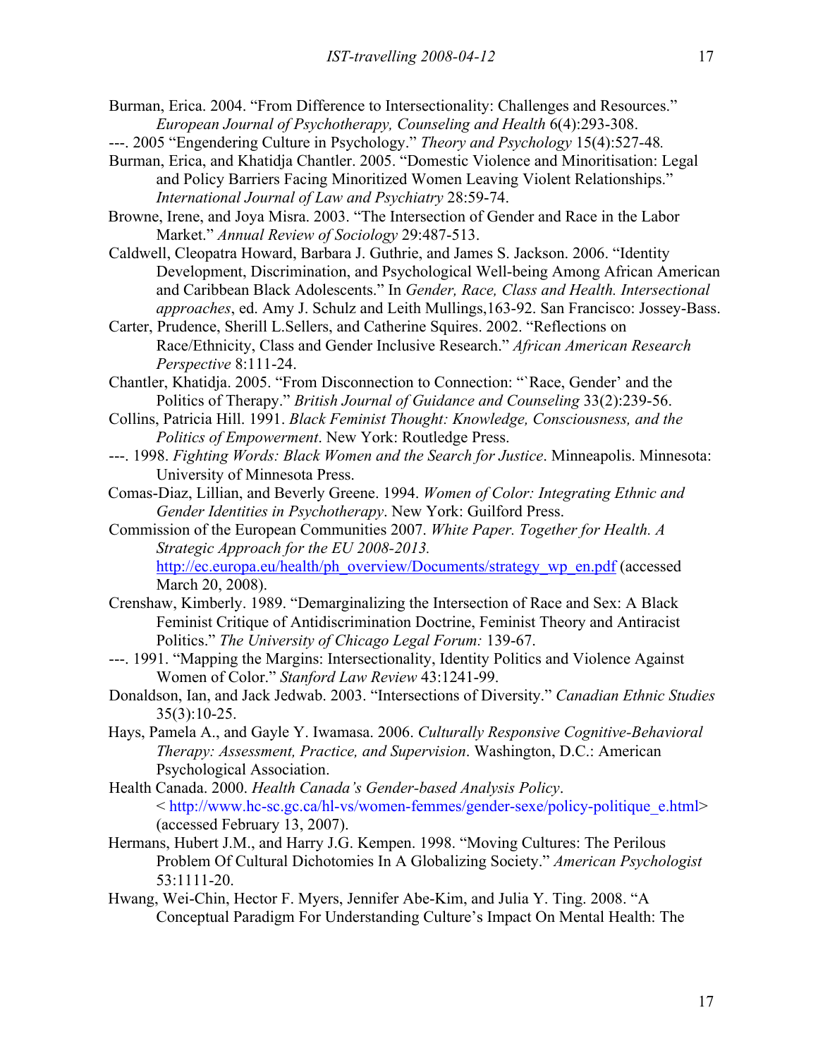Burman, Erica. 2004. "From Difference to Intersectionality: Challenges and Resources." *European Journal of Psychotherapy, Counseling and Health* 6(4):293-308.

---. 2005 "Engendering Culture in Psychology." *Theory and Psychology* 15(4):527-48*.*

Burman, Erica, and Khatidja Chantler. 2005. "Domestic Violence and Minoritisation: Legal and Policy Barriers Facing Minoritized Women Leaving Violent Relationships." *International Journal of Law and Psychiatry* 28:59-74.

Browne, Irene, and Joya Misra. 2003. "The Intersection of Gender and Race in the Labor Market." *Annual Review of Sociology* 29:487-513.

Caldwell, Cleopatra Howard, Barbara J. Guthrie, and James S. Jackson. 2006. "Identity Development, Discrimination, and Psychological Well-being Among African American and Caribbean Black Adolescents." In *Gender, Race, Class and Health. Intersectional approaches*, ed. Amy J. Schulz and Leith Mullings,163-92. San Francisco: Jossey-Bass.

Carter, Prudence, Sherill L.Sellers, and Catherine Squires. 2002. "Reflections on Race/Ethnicity, Class and Gender Inclusive Research." *African American Research Perspective* 8:111-24.

Chantler, Khatidja. 2005. "From Disconnection to Connection: "`Race, Gender' and the Politics of Therapy." *British Journal of Guidance and Counseling* 33(2):239-56.

Collins, Patricia Hill. 1991. *Black Feminist Thought: Knowledge, Consciousness, and the Politics of Empowerment*. New York: Routledge Press.

---. 1998. *Fighting Words: Black Women and the Search for Justice*. Minneapolis. Minnesota: University of Minnesota Press.

Comas-Diaz, Lillian, and Beverly Greene. 1994. *Women of Color: Integrating Ethnic and Gender Identities in Psychotherapy*. New York: Guilford Press.

Commission of the European Communities 2007. *White Paper. Together for Health. A Strategic Approach for the EU 2008-2013.* http://ec.europa.eu/health/ph_overview/Documents/strategy_wp_en.pdf (accessed March 20, 2008).

Crenshaw, Kimberly. 1989. "Demarginalizing the Intersection of Race and Sex: A Black Feminist Critique of Antidiscrimination Doctrine, Feminist Theory and Antiracist Politics." *The University of Chicago Legal Forum:* 139-67.

---. 1991. "Mapping the Margins: Intersectionality, Identity Politics and Violence Against Women of Color." *Stanford Law Review* 43:1241-99.

Donaldson, Ian, and Jack Jedwab. 2003. "Intersections of Diversity." *Canadian Ethnic Studies* 35(3):10-25.

Hays, Pamela A., and Gayle Y. Iwamasa. 2006. *Culturally Responsive Cognitive-Behavioral Therapy: Assessment, Practice, and Supervision*. Washington, D.C.: American Psychological Association.

Health Canada. 2000. *Health Canada's Gender-based Analysis Policy*. < http://www.hc-sc.gc.ca/hl-vs/women-femmes/gender-sexe/policy-politique_e.html> (accessed February 13, 2007).

Hermans, Hubert J.M., and Harry J.G. Kempen. 1998. "Moving Cultures: The Perilous Problem Of Cultural Dichotomies In A Globalizing Society." *American Psychologist* 53:1111-20.

Hwang, Wei-Chin, Hector F. Myers, Jennifer Abe-Kim, and Julia Y. Ting. 2008. "A Conceptual Paradigm For Understanding Culture's Impact On Mental Health: The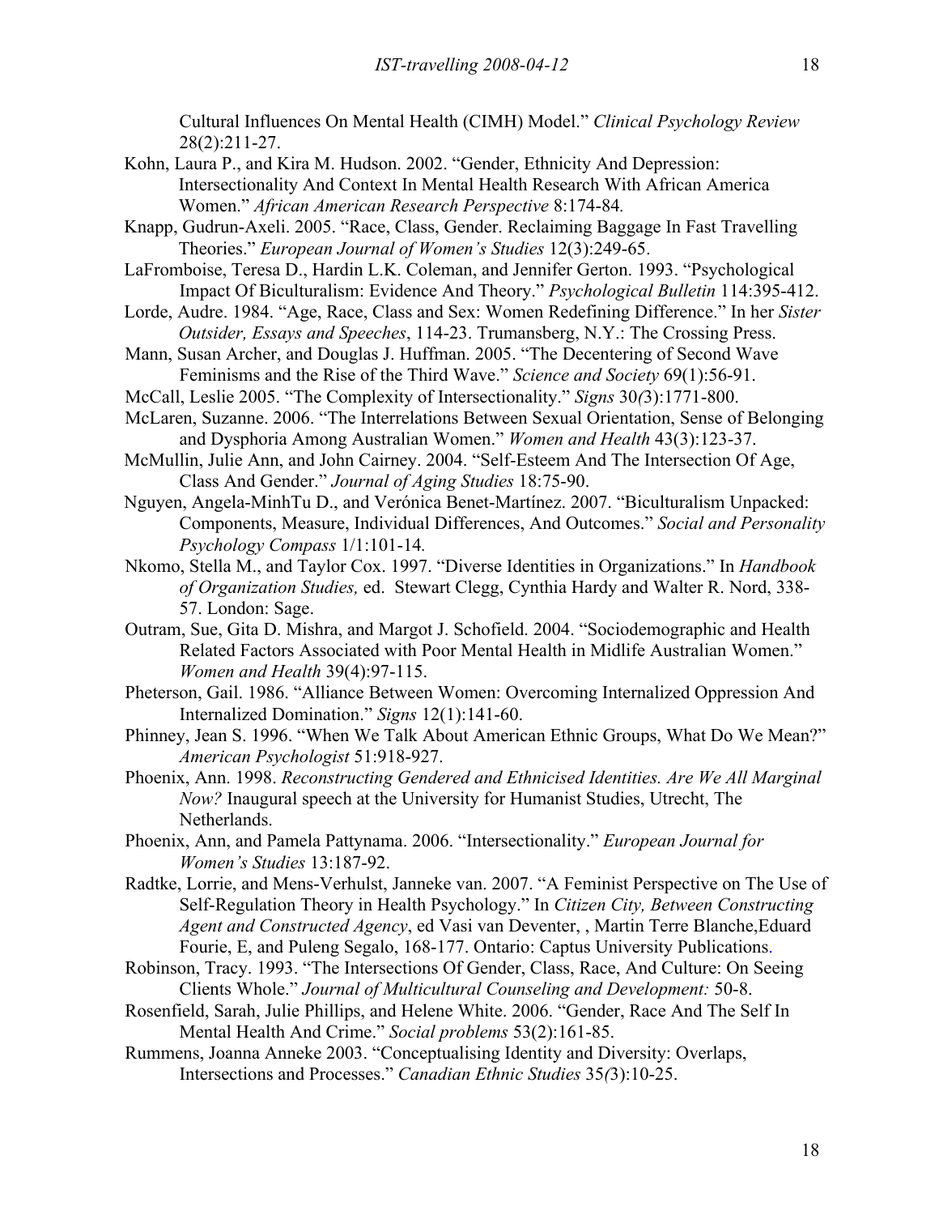Cultural Influences On Mental Health (CIMH) Model." *Clinical Psychology Review* 28(2):211-27.

Kohn, Laura P., and Kira M. Hudson. 2002. "Gender, Ethnicity And Depression: Intersectionality And Context In Mental Health Research With African America Women." *African American Research Perspective* 8:174-84.

Knapp, Gudrun-Axeli. 2005. "Race, Class, Gender. Reclaiming Baggage In Fast Travelling Theories." *European Journal of Women's Studies* 12(3):249-65.

LaFromboise, Teresa D., Hardin L.K. Coleman, and Jennifer Gerton. 1993. "Psychological Impact Of Biculturalism: Evidence And Theory." *Psychological Bulletin* 114:395-412.

Lorde, Audre. 1984. "Age, Race, Class and Sex: Women Redefining Difference." In her *Sister Outsider, Essays and Speeches*, 114-23. Trumansberg, N.Y.: The Crossing Press.

Mann, Susan Archer, and Douglas J. Huffman. 2005. "The Decentering of Second Wave Feminisms and the Rise of the Third Wave." *Science and Society* 69(1):56-91.

McCall, Leslie 2005. "The Complexity of Intersectionality." *Signs* 30*(*3):1771-800.

McLaren, Suzanne. 2006. "The Interrelations Between Sexual Orientation, Sense of Belonging and Dysphoria Among Australian Women." *Women and Health* 43(3):123-37.

McMullin, Julie Ann, and John Cairney. 2004. "Self-Esteem And The Intersection Of Age, Class And Gender." *Journal of Aging Studies* 18:75-90.

Nguyen, Angela-MinhTu D., and Verónica Benet-Martínez. 2007. "Biculturalism Unpacked: Components, Measure, Individual Differences, And Outcomes." *Social and Personality Psychology Compass* 1/1:101-14.

Nkomo, Stella M., and Taylor Cox. 1997. "Diverse Identities in Organizations." In *Handbook of Organization Studies,* ed. Stewart Clegg, Cynthia Hardy and Walter R. Nord, 338-57. London: Sage.

Outram, Sue, Gita D. Mishra, and Margot J. Schofield. 2004. "Sociodemographic and Health Related Factors Associated with Poor Mental Health in Midlife Australian Women." *Women and Health* 39(4):97-115.

Pheterson, Gail. 1986. "Alliance Between Women: Overcoming Internalized Oppression And Internalized Domination." *Signs* 12(1):141-60.

Phinney, Jean S. 1996. "When We Talk About American Ethnic Groups, What Do We Mean?" *American Psychologist* 51:918-927.

Phoenix, Ann. 1998. *Reconstructing Gendered and Ethnicised Identities. Are We All Marginal Now?* Inaugural speech at the University for Humanist Studies, Utrecht, The Netherlands.

Phoenix, Ann, and Pamela Pattynama. 2006. "Intersectionality." *European Journal for Women's Studies* 13:187-92.

Radtke, Lorrie, and Mens-Verhulst, Janneke van. 2007. "A Feminist Perspective on The Use of Self-Regulation Theory in Health Psychology." In *Citizen City, Between Constructing Agent and Constructed Agency*, ed Vasi van Deventer, , Martin Terre Blanche,Eduard Fourie, E, and Puleng Segalo, 168-177. Ontario: Captus University Publications.

Robinson, Tracy. 1993. "The Intersections Of Gender, Class, Race, And Culture: On Seeing Clients Whole." *Journal of Multicultural Counseling and Development:* 50-8.

Rosenfield, Sarah, Julie Phillips, and Helene White. 2006. "Gender, Race And The Self In Mental Health And Crime." *Social problems* 53(2):161-85.

Rummens, Joanna Anneke 2003. "Conceptualising Identity and Diversity: Overlaps, Intersections and Processes." *Canadian Ethnic Studies* 35*(*3):10-25.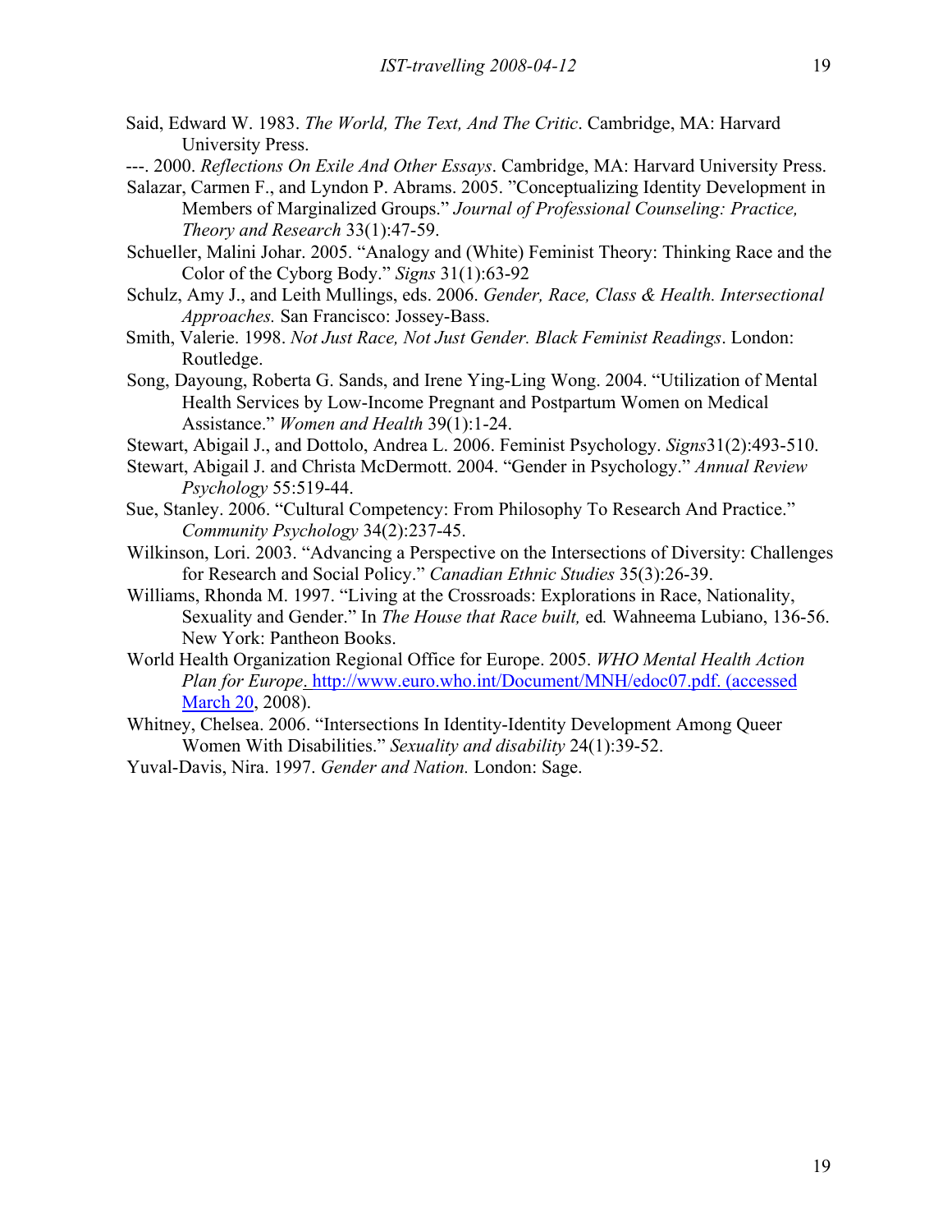Said, Edward W. 1983. *The World, The Text, And The Critic*. Cambridge, MA: Harvard University Press.

---. 2000. *Reflections On Exile And Other Essays*. Cambridge, MA: Harvard University Press.

Salazar, Carmen F., and Lyndon P. Abrams. 2005. "Conceptualizing Identity Development in Members of Marginalized Groups." *Journal of Professional Counseling: Practice, Theory and Research* 33(1):47-59.

Schueller, Malini Johar. 2005. "Analogy and (White) Feminist Theory: Thinking Race and the Color of the Cyborg Body." *Signs* 31(1):63-92

Schulz, Amy J., and Leith Mullings, eds. 2006. *Gender, Race, Class & Health. Intersectional Approaches.* San Francisco: Jossey-Bass.

Smith, Valerie. 1998. *Not Just Race, Not Just Gender. Black Feminist Readings*. London: Routledge.

Song, Dayoung, Roberta G. Sands, and Irene Ying-Ling Wong. 2004. "Utilization of Mental Health Services by Low-Income Pregnant and Postpartum Women on Medical Assistance." *Women and Health* 39(1):1-24.

Stewart, Abigail J., and Dottolo, Andrea L. 2006. Feminist Psychology. *Signs*31(2):493-510.

Stewart, Abigail J. and Christa McDermott. 2004. "Gender in Psychology." *Annual Review Psychology* 55:519-44.

Sue, Stanley. 2006. "Cultural Competency: From Philosophy To Research And Practice." *Community Psychology* 34(2):237-45.

Wilkinson, Lori. 2003. "Advancing a Perspective on the Intersections of Diversity: Challenges for Research and Social Policy." *Canadian Ethnic Studies* 35(3):26-39.

Williams, Rhonda M. 1997. "Living at the Crossroads: Explorations in Race, Nationality, Sexuality and Gender." In *The House that Race built,* ed*.* Wahneema Lubiano, 136-56. New York: Pantheon Books.

World Health Organization Regional Office for Europe. 2005. *WHO Mental Health Action Plan for Europe*. http://www.euro.who.int/Document/MNH/edoc07.pdf. (accessed March 20, 2008).

Whitney, Chelsea. 2006. "Intersections In Identity-Identity Development Among Queer Women With Disabilities." *Sexuality and disability* 24(1):39-52.

Yuval-Davis, Nira. 1997. *Gender and Nation.* London: Sage.